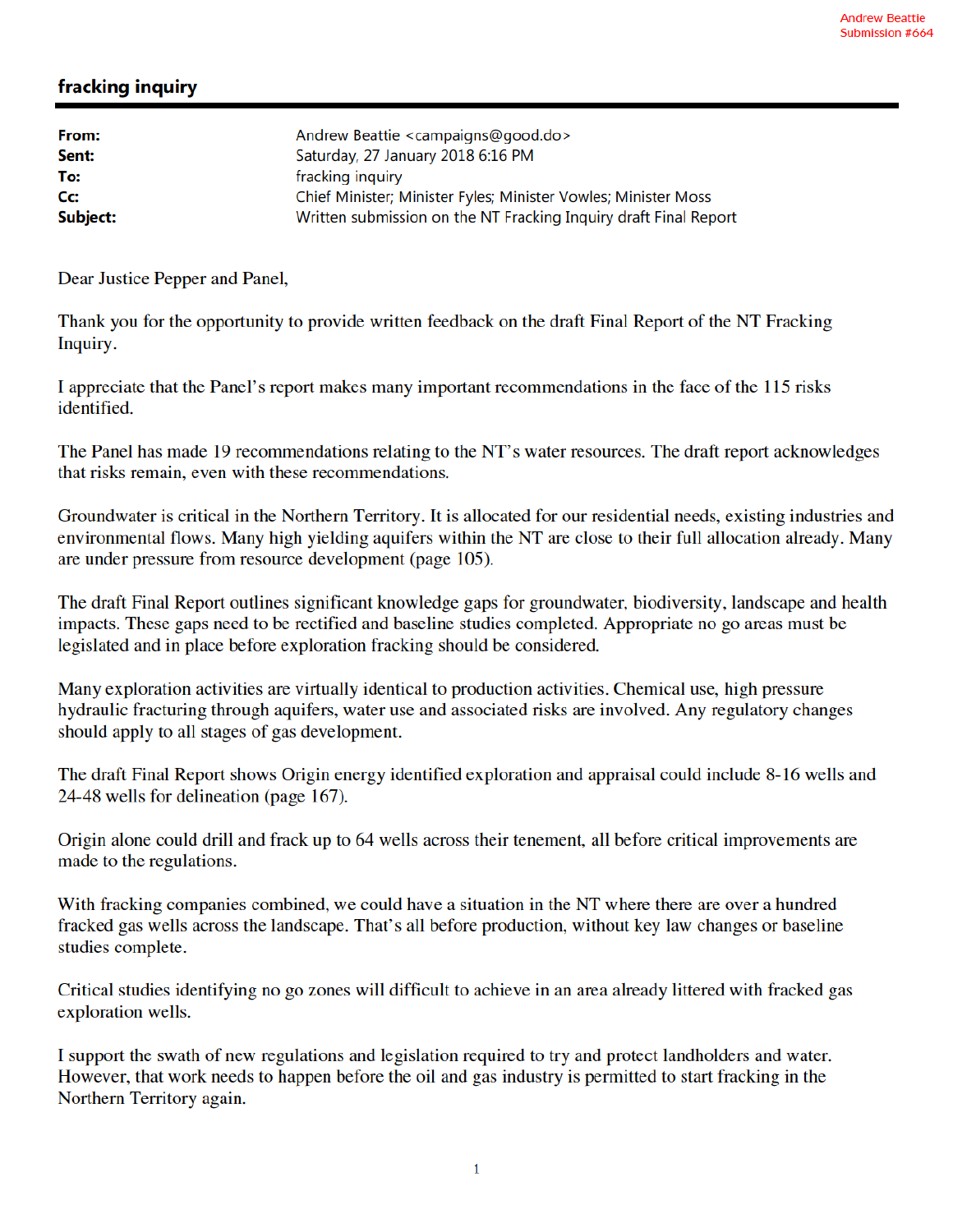Andrew Beattie
Submission #664

# fracking inquiry

| | |
|---|---|
| **From:** | Andrew Beattie <campaigns@good.do> |
| **Sent:** | Saturday, 27 January 2018 6:16 PM |
| **To:** | fracking inquiry |
| **Cc:** | Chief Minister; Minister Fyles; Minister Vowles; Minister Moss |
| **Subject:** | Written submission on the NT Fracking Inquiry draft Final Report |

Dear Justice Pepper and Panel,

Thank you for the opportunity to provide written feedback on the draft Final Report of the NT Fracking Inquiry.

I appreciate that the Panel's report makes many important recommendations in the face of the 115 risks identified.

The Panel has made 19 recommendations relating to the NT's water resources. The draft report acknowledges that risks remain, even with these recommendations.

Groundwater is critical in the Northern Territory. It is allocated for our residential needs, existing industries and environmental flows. Many high yielding aquifers within the NT are close to their full allocation already. Many are under pressure from resource development (page 105).

The draft Final Report outlines significant knowledge gaps for groundwater, biodiversity, landscape and health impacts. These gaps need to be rectified and baseline studies completed. Appropriate no go areas must be legislated and in place before exploration fracking should be considered.

Many exploration activities are virtually identical to production activities. Chemical use, high pressure hydraulic fracturing through aquifers, water use and associated risks are involved. Any regulatory changes should apply to all stages of gas development.

The draft Final Report shows Origin energy identified exploration and appraisal could include 8-16 wells and 24-48 wells for delineation (page 167).

Origin alone could drill and frack up to 64 wells across their tenement, all before critical improvements are made to the regulations.

With fracking companies combined, we could have a situation in the NT where there are over a hundred fracked gas wells across the landscape. That's all before production, without key law changes or baseline studies complete.

Critical studies identifying no go zones will difficult to achieve in an area already littered with fracked gas exploration wells.

I support the swath of new regulations and legislation required to try and protect landholders and water. However, that work needs to happen before the oil and gas industry is permitted to start fracking in the Northern Territory again.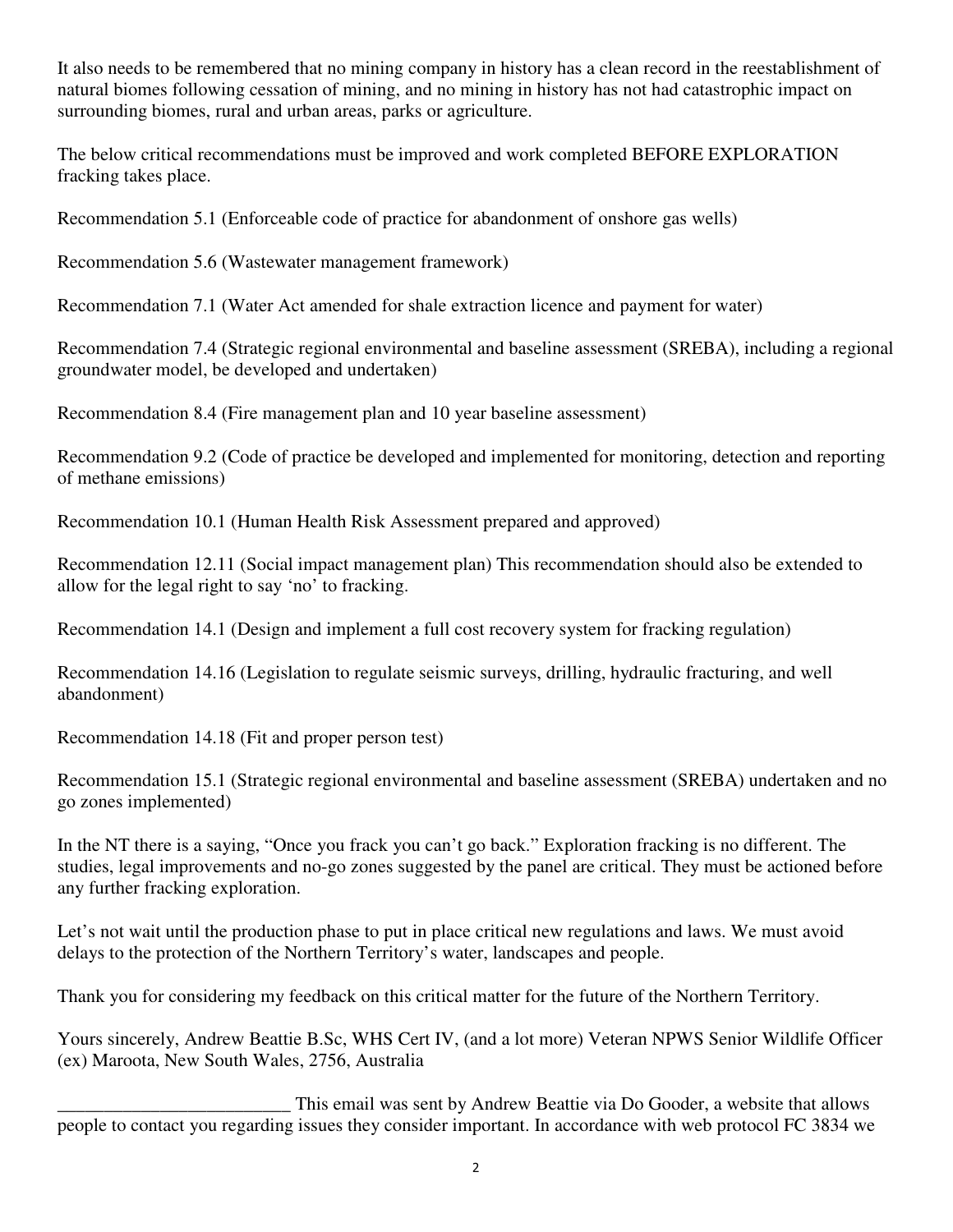It also needs to be remembered that no mining company in history has a clean record in the reestablishment of natural biomes following cessation of mining, and no mining in history has not had catastrophic impact on surrounding biomes, rural and urban areas, parks or agriculture.

The below critical recommendations must be improved and work completed BEFORE EXPLORATION fracking takes place.

Recommendation 5.1 (Enforceable code of practice for abandonment of onshore gas wells)

Recommendation 5.6 (Wastewater management framework)

Recommendation 7.1 (Water Act amended for shale extraction licence and payment for water)

Recommendation 7.4 (Strategic regional environmental and baseline assessment (SREBA), including a regional groundwater model, be developed and undertaken)

Recommendation 8.4 (Fire management plan and 10 year baseline assessment)

Recommendation 9.2 (Code of practice be developed and implemented for monitoring, detection and reporting of methane emissions)

Recommendation 10.1 (Human Health Risk Assessment prepared and approved)

Recommendation 12.11 (Social impact management plan) This recommendation should also be extended to allow for the legal right to say 'no' to fracking.

Recommendation 14.1 (Design and implement a full cost recovery system for fracking regulation)

Recommendation 14.16 (Legislation to regulate seismic surveys, drilling, hydraulic fracturing, and well abandonment)

Recommendation 14.18 (Fit and proper person test)

Recommendation 15.1 (Strategic regional environmental and baseline assessment (SREBA) undertaken and no go zones implemented)

In the NT there is a saying, "Once you frack you can't go back." Exploration fracking is no different. The studies, legal improvements and no-go zones suggested by the panel are critical. They must be actioned before any further fracking exploration.

Let's not wait until the production phase to put in place critical new regulations and laws. We must avoid delays to the protection of the Northern Territory's water, landscapes and people.

Thank you for considering my feedback on this critical matter for the future of the Northern Territory.

Yours sincerely, Andrew Beattie B.Sc, WHS Cert IV, (and a lot more) Veteran NPWS Senior Wildlife Officer (ex) Maroota, New South Wales, 2756, Australia

_________________________ This email was sent by Andrew Beattie via Do Gooder, a website that allows people to contact you regarding issues they consider important. In accordance with web protocol FC 3834 we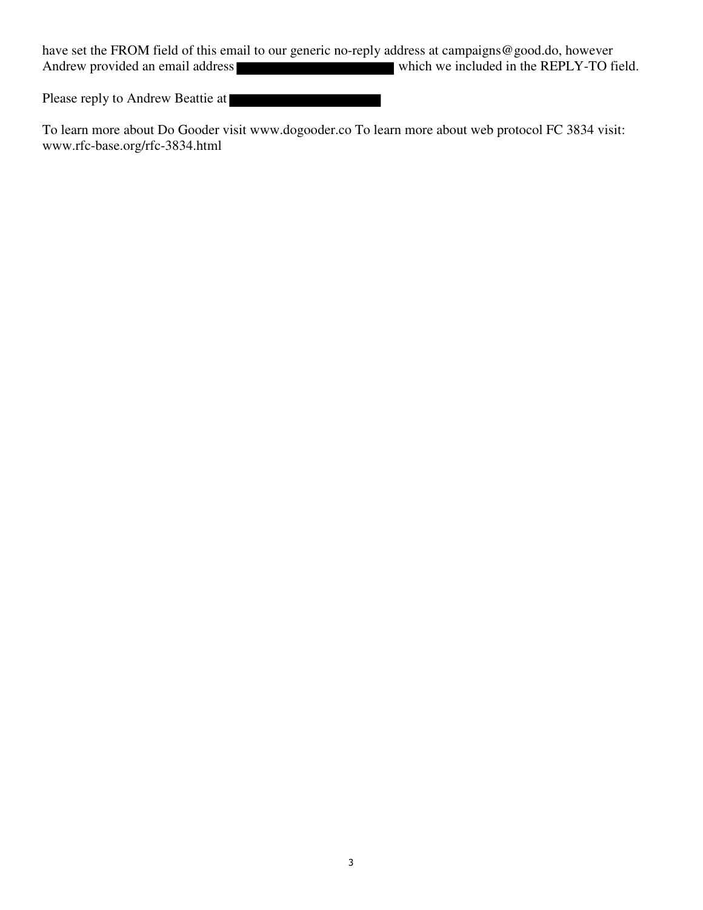have set the FROM field of this email to our generic no-reply address at campaigns@good.do, however Andrew provided an email address [REDACTED] which we included in the REPLY-TO field.

Please reply to Andrew Beattie at [REDACTED]

To learn more about Do Gooder visit www.dogooder.co To learn more about web protocol FC 3834 visit: www.rfc-base.org/rfc-3834.html